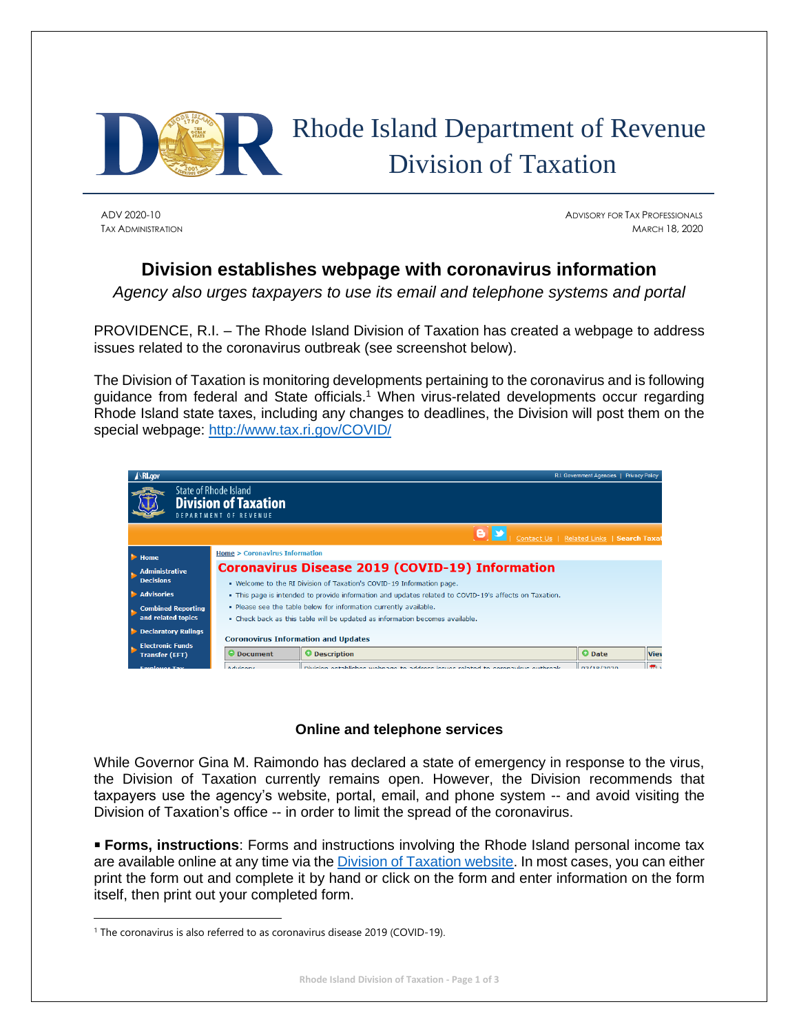# Rhode Island Department of Revenue Division of Taxation

ADV 2020-10
TAX ADMINISTRATION

ADVISORY FOR TAX PROFESSIONALS
MARCH 18, 2020

## Division establishes webpage with coronavirus information

*Agency also urges taxpayers to use its email and telephone systems and portal*

PROVIDENCE, R.I. – The Rhode Island Division of Taxation has created a webpage to address issues related to the coronavirus outbreak (see screenshot below).

The Division of Taxation is monitoring developments pertaining to the coronavirus and is following guidance from federal and State officials.[1] When virus-related developments occur regarding Rhode Island state taxes, including any changes to deadlines, the Division will post them on the special webpage: http://www.tax.ri.gov/COVID/

### Online and telephone services

While Governor Gina M. Raimondo has declared a state of emergency in response to the virus, the Division of Taxation currently remains open. However, the Division recommends that taxpayers use the agency's website, portal, email, and phone system -- and avoid visiting the Division of Taxation's office -- in order to limit the spread of the coronavirus.

- **Forms, instructions**: Forms and instructions involving the Rhode Island personal income tax are available online at any time via the Division of Taxation website. In most cases, you can either print the form out and complete it by hand or click on the form and enter information on the form itself, then print out your completed form.

---

[1] The coronavirus is also referred to as coronavirus disease 2019 (COVID-19).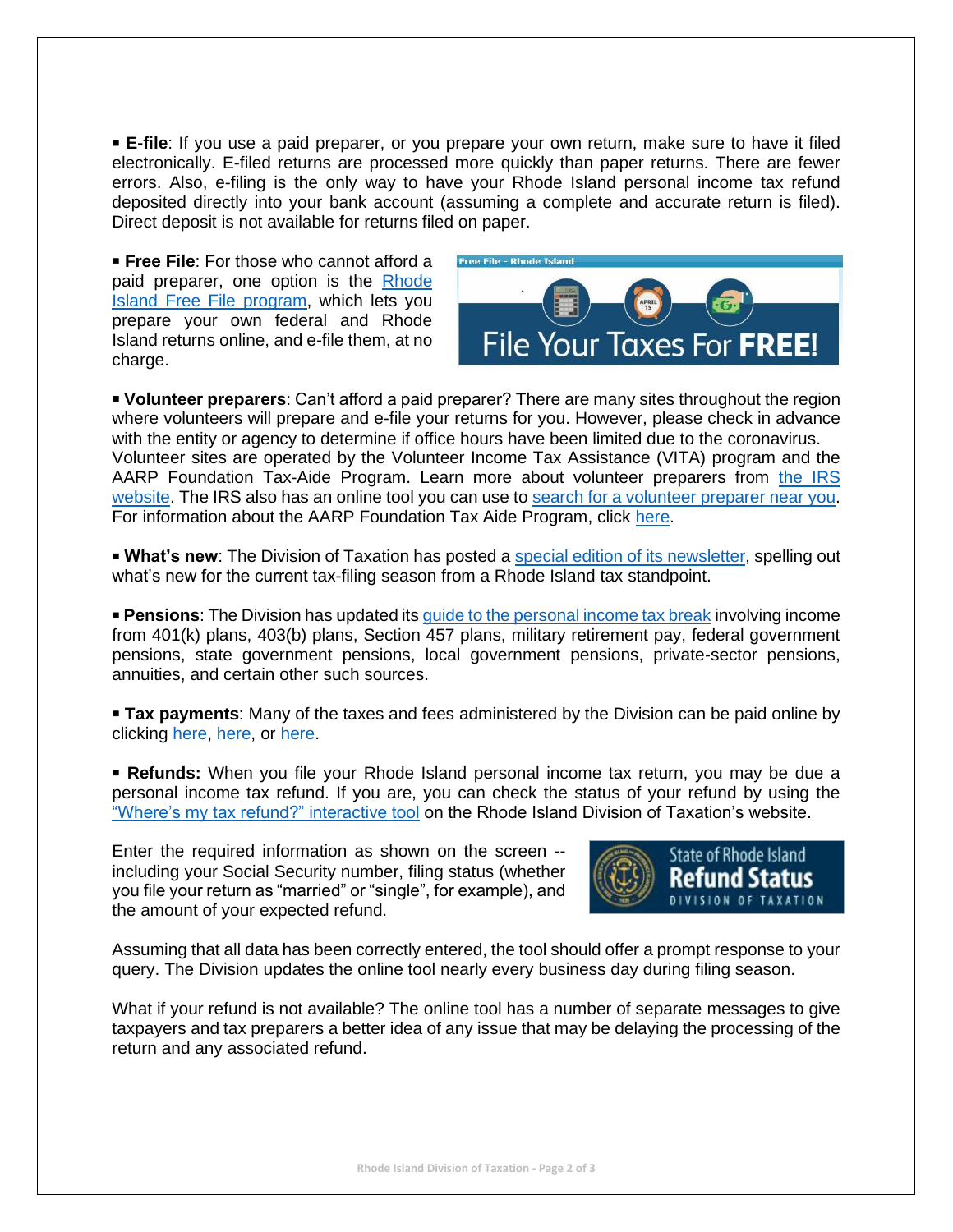▪ **E-file**: If you use a paid preparer, or you prepare your own return, make sure to have it filed electronically. E-filed returns are processed more quickly than paper returns. There are fewer errors. Also, e-filing is the only way to have your Rhode Island personal income tax refund deposited directly into your bank account (assuming a complete and accurate return is filed). Direct deposit is not available for returns filed on paper.

▪ **Free File**: For those who cannot afford a paid preparer, one option is the Rhode Island Free File program, which lets you prepare your own federal and Rhode Island returns online, and e-file them, at no charge.

▪ **Volunteer preparers**: Can't afford a paid preparer? There are many sites throughout the region where volunteers will prepare and e-file your returns for you. However, please check in advance with the entity or agency to determine if office hours have been limited due to the coronavirus. Volunteer sites are operated by the Volunteer Income Tax Assistance (VITA) program and the AARP Foundation Tax-Aide Program. Learn more about volunteer preparers from the IRS website. The IRS also has an online tool you can use to search for a volunteer preparer near you. For information about the AARP Foundation Tax Aide Program, click here.

▪ **What's new**: The Division of Taxation has posted a special edition of its newsletter, spelling out what's new for the current tax-filing season from a Rhode Island tax standpoint.

▪ **Pensions**: The Division has updated its guide to the personal income tax break involving income from 401(k) plans, 403(b) plans, Section 457 plans, military retirement pay, federal government pensions, state government pensions, local government pensions, private-sector pensions, annuities, and certain other such sources.

▪ **Tax payments**: Many of the taxes and fees administered by the Division can be paid online by clicking here, here, or here.

▪ **Refunds:** When you file your Rhode Island personal income tax return, you may be due a personal income tax refund. If you are, you can check the status of your refund by using the "Where's my tax refund?" interactive tool on the Rhode Island Division of Taxation's website.

Enter the required information as shown on the screen -- including your Social Security number, filing status (whether you file your return as "married" or "single", for example), and the amount of your expected refund.

Assuming that all data has been correctly entered, the tool should offer a prompt response to your query. The Division updates the online tool nearly every business day during filing season.

What if your refund is not available? The online tool has a number of separate messages to give taxpayers and tax preparers a better idea of any issue that may be delaying the processing of the return and any associated refund.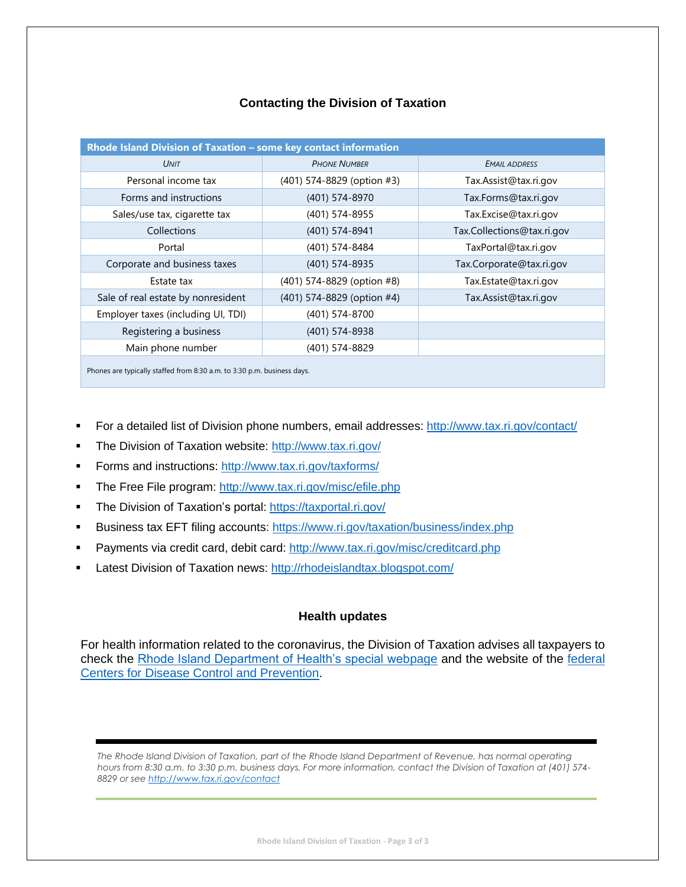## Contacting the Division of Taxation

| Rhode Island Division of Taxation – some key contact information | | |
|---|---|---|
| *Unit* | *Phone Number* | *Email Address* |
| Personal income tax | (401) 574-8829 (option #3) | Tax.Assist@tax.ri.gov |
| Forms and instructions | (401) 574-8970 | Tax.Forms@tax.ri.gov |
| Sales/use tax, cigarette tax | (401) 574-8955 | Tax.Excise@tax.ri.gov |
| Collections | (401) 574-8941 | Tax.Collections@tax.ri.gov |
| Portal | (401) 574-8484 | TaxPortal@tax.ri.gov |
| Corporate and business taxes | (401) 574-8935 | Tax.Corporate@tax.ri.gov |
| Estate tax | (401) 574-8829 (option #8) | Tax.Estate@tax.ri.gov |
| Sale of real estate by nonresident | (401) 574-8829 (option #4) | Tax.Assist@tax.ri.gov |
| Employer taxes (including UI, TDI) | (401) 574-8700 | |
| Registering a business | (401) 574-8938 | |
| Main phone number | (401) 574-8829 | |

Phones are typically staffed from 8:30 a.m. to 3:30 p.m. business days.

- For a detailed list of Division phone numbers, email addresses: http://www.tax.ri.gov/contact/
- The Division of Taxation website: http://www.tax.ri.gov/
- Forms and instructions: http://www.tax.ri.gov/taxforms/
- The Free File program: http://www.tax.ri.gov/misc/efile.php
- The Division of Taxation's portal: https://taxportal.ri.gov/
- Business tax EFT filing accounts: https://www.ri.gov/taxation/business/index.php
- Payments via credit card, debit card: http://www.tax.ri.gov/misc/creditcard.php
- Latest Division of Taxation news: http://rhodeislandtax.blogspot.com/

## Health updates

For health information related to the coronavirus, the Division of Taxation advises all taxpayers to check the Rhode Island Department of Health's special webpage and the website of the federal Centers for Disease Control and Prevention.

*The Rhode Island Division of Taxation, part of the Rhode Island Department of Revenue, has normal operating hours from 8:30 a.m. to 3:30 p.m. business days. For more information, contact the Division of Taxation at (401) 574-8829 or see http://www.tax.ri.gov/contact*